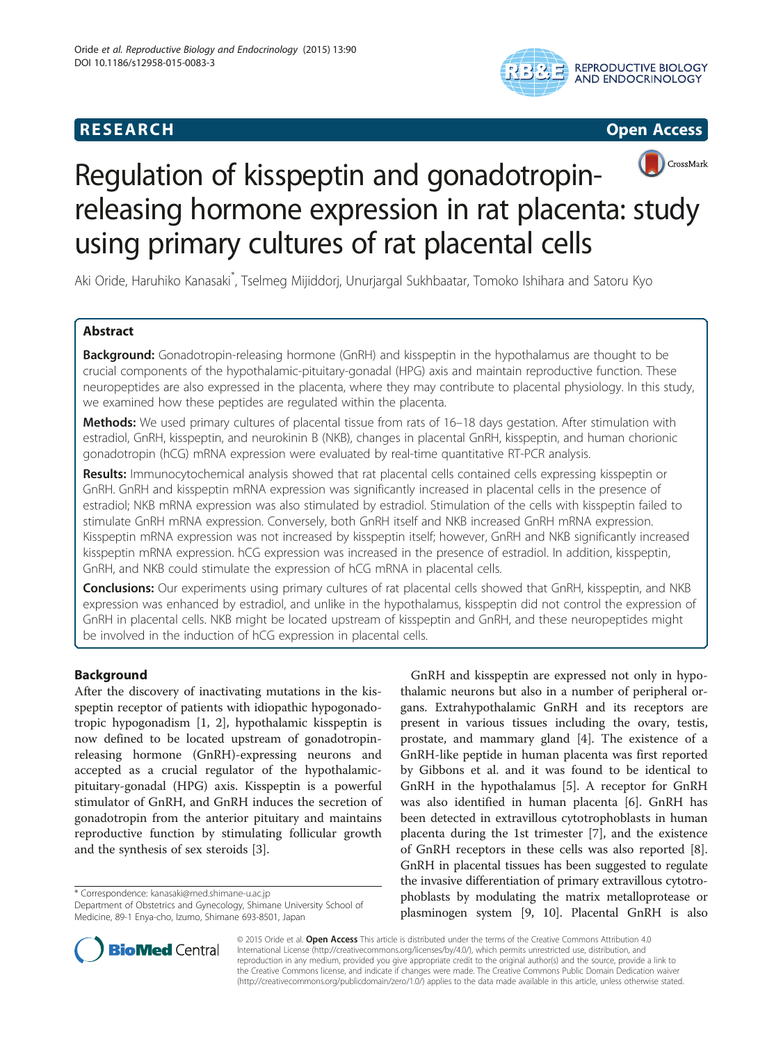RESEARCH Open Access

# Regulation of kisspeptin and gonadotropin-releasing hormone expression in rat placenta: study using primary cultures of rat placental cells

Aki Oride, Haruhiko Kanasaki*, Tselmeg Mijiddorj, Unurjargal Sukhbaatar, Tomoko Ishihara and Satoru Kyo

## Abstract

**Background:** Gonadotropin-releasing hormone (GnRH) and kisspeptin in the hypothalamus are thought to be crucial components of the hypothalamic-pituitary-gonadal (HPG) axis and maintain reproductive function. These neuropeptides are also expressed in the placenta, where they may contribute to placental physiology. In this study, we examined how these peptides are regulated within the placenta.

**Methods:** We used primary cultures of placental tissue from rats of 16–18 days gestation. After stimulation with estradiol, GnRH, kisspeptin, and neurokinin B (NKB), changes in placental GnRH, kisspeptin, and human chorionic gonadotropin (hCG) mRNA expression were evaluated by real-time quantitative RT-PCR analysis.

**Results:** Immunocytochemical analysis showed that rat placental cells contained cells expressing kisspeptin or GnRH. GnRH and kisspeptin mRNA expression was significantly increased in placental cells in the presence of estradiol; NKB mRNA expression was also stimulated by estradiol. Stimulation of the cells with kisspeptin failed to stimulate GnRH mRNA expression. Conversely, both GnRH itself and NKB increased GnRH mRNA expression. Kisspeptin mRNA expression was not increased by kisspeptin itself; however, GnRH and NKB significantly increased kisspeptin mRNA expression. hCG expression was increased in the presence of estradiol. In addition, kisspeptin, GnRH, and NKB could stimulate the expression of hCG mRNA in placental cells.

**Conclusions:** Our experiments using primary cultures of rat placental cells showed that GnRH, kisspeptin, and NKB expression was enhanced by estradiol, and unlike in the hypothalamus, kisspeptin did not control the expression of GnRH in placental cells. NKB might be located upstream of kisspeptin and GnRH, and these neuropeptides might be involved in the induction of hCG expression in placental cells.

## Background

After the discovery of inactivating mutations in the kisspeptin receptor of patients with idiopathic hypogonadotropic hypogonadism [1, 2], hypothalamic kisspeptin is now defined to be located upstream of gonadotropin-releasing hormone (GnRH)-expressing neurons and accepted as a crucial regulator of the hypothalamic-pituitary-gonadal (HPG) axis. Kisspeptin is a powerful stimulator of GnRH, and GnRH induces the secretion of gonadotropin from the anterior pituitary and maintains reproductive function by stimulating follicular growth and the synthesis of sex steroids [3].

GnRH and kisspeptin are expressed not only in hypothalamic neurons but also in a number of peripheral organs. Extrahypothalamic GnRH and its receptors are present in various tissues including the ovary, testis, prostate, and mammary gland [4]. The existence of a GnRH-like peptide in human placenta was first reported by Gibbons et al. and it was found to be identical to GnRH in the hypothalamus [5]. A receptor for GnRH was also identified in human placenta [6]. GnRH has been detected in extravillous cytotrophoblasts in human placenta during the 1st trimester [7], and the existence of GnRH receptors in these cells was also reported [8]. GnRH in placental tissues has been suggested to regulate the invasive differentiation of primary extravillous cytotrophoblasts by modulating the matrix metalloprotease or plasminogen system [9, 10]. Placental GnRH is also

* Correspondence: kanasaki@med.shimane-u.ac.jp
Department of Obstetrics and Gynecology, Shimane University School of Medicine, 89-1 Enya-cho, Izumo, Shimane 693-8501, Japan

© 2015 Oride et al. **Open Access** This article is distributed under the terms of the Creative Commons Attribution 4.0 International License (http://creativecommons.org/licenses/by/4.0/), which permits unrestricted use, distribution, and reproduction in any medium, provided you give appropriate credit to the original author(s) and the source, provide a link to the Creative Commons license, and indicate if changes were made. The Creative Commons Public Domain Dedication waiver (http://creativecommons.org/publicdomain/zero/1.0/) applies to the data made available in this article, unless otherwise stated.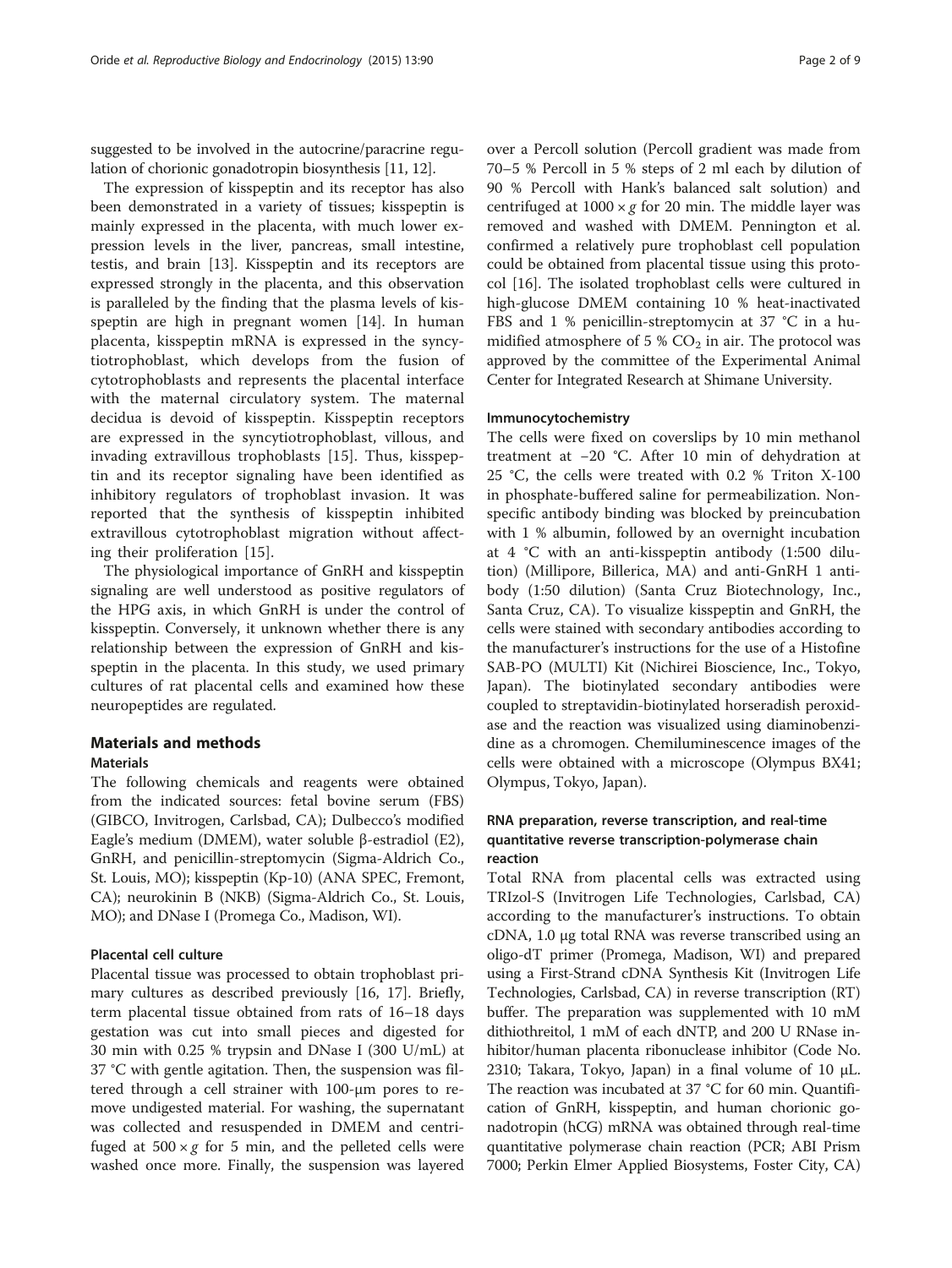suggested to be involved in the autocrine/paracrine regulation of chorionic gonadotropin biosynthesis [11, 12].

The expression of kisspeptin and its receptor has also been demonstrated in a variety of tissues; kisspeptin is mainly expressed in the placenta, with much lower expression levels in the liver, pancreas, small intestine, testis, and brain [13]. Kisspeptin and its receptors are expressed strongly in the placenta, and this observation is paralleled by the finding that the plasma levels of kisspeptin are high in pregnant women [14]. In human placenta, kisspeptin mRNA is expressed in the syncytiotrophoblast, which develops from the fusion of cytotrophoblasts and represents the placental interface with the maternal circulatory system. The maternal decidua is devoid of kisspeptin. Kisspeptin receptors are expressed in the syncytiotrophoblast, villous, and invading extravillous trophoblasts [15]. Thus, kisspeptin and its receptor signaling have been identified as inhibitory regulators of trophoblast invasion. It was reported that the synthesis of kisspeptin inhibited extravillous cytotrophoblast migration without affecting their proliferation [15].

The physiological importance of GnRH and kisspeptin signaling are well understood as positive regulators of the HPG axis, in which GnRH is under the control of kisspeptin. Conversely, it unknown whether there is any relationship between the expression of GnRH and kisspeptin in the placenta. In this study, we used primary cultures of rat placental cells and examined how these neuropeptides are regulated.

## Materials and methods

### Materials

The following chemicals and reagents were obtained from the indicated sources: fetal bovine serum (FBS) (GIBCO, Invitrogen, Carlsbad, CA); Dulbecco's modified Eagle's medium (DMEM), water soluble β-estradiol (E2), GnRH, and penicillin-streptomycin (Sigma-Aldrich Co., St. Louis, MO); kisspeptin (Kp-10) (ANA SPEC, Fremont, CA); neurokinin B (NKB) (Sigma-Aldrich Co., St. Louis, MO); and DNase I (Promega Co., Madison, WI).

### Placental cell culture

Placental tissue was processed to obtain trophoblast primary cultures as described previously [16, 17]. Briefly, term placental tissue obtained from rats of 16–18 days gestation was cut into small pieces and digested for 30 min with 0.25 % trypsin and DNase I (300 U/mL) at 37 °C with gentle agitation. Then, the suspension was filtered through a cell strainer with 100-μm pores to remove undigested material. For washing, the supernatant was collected and resuspended in DMEM and centrifuged at $500 \times g$ for 5 min, and the pelleted cells were washed once more. Finally, the suspension was layered over a Percoll solution (Percoll gradient was made from 70–5 % Percoll in 5 % steps of 2 ml each by dilution of 90 % Percoll with Hank's balanced salt solution) and centrifuged at $1000 \times g$ for 20 min. The middle layer was removed and washed with DMEM. Pennington et al. confirmed a relatively pure trophoblast cell population could be obtained from placental tissue using this protocol [16]. The isolated trophoblast cells were cultured in high-glucose DMEM containing 10 % heat-inactivated FBS and 1 % penicillin-streptomycin at 37 °C in a humidified atmosphere of 5 % $CO_2$ in air. The protocol was approved by the committee of the Experimental Animal Center for Integrated Research at Shimane University.

### Immunocytochemistry

The cells were fixed on coverslips by 10 min methanol treatment at −20 °C. After 10 min of dehydration at 25 °C, the cells were treated with 0.2 % Triton X-100 in phosphate-buffered saline for permeabilization. Nonspecific antibody binding was blocked by preincubation with 1 % albumin, followed by an overnight incubation at 4 °C with an anti-kisspeptin antibody (1:500 dilution) (Millipore, Billerica, MA) and anti-GnRH 1 antibody (1:50 dilution) (Santa Cruz Biotechnology, Inc., Santa Cruz, CA). To visualize kisspeptin and GnRH, the cells were stained with secondary antibodies according to the manufacturer's instructions for the use of a Histofine SAB-PO (MULTI) Kit (Nichirei Bioscience, Inc., Tokyo, Japan). The biotinylated secondary antibodies were coupled to streptavidin-biotinylated horseradish peroxidase and the reaction was visualized using diaminobenzidine as a chromogen. Chemiluminescence images of the cells were obtained with a microscope (Olympus BX41; Olympus, Tokyo, Japan).

### RNA preparation, reverse transcription, and real-time quantitative reverse transcription-polymerase chain reaction

Total RNA from placental cells was extracted using TRIzol-S (Invitrogen Life Technologies, Carlsbad, CA) according to the manufacturer's instructions. To obtain cDNA, 1.0 μg total RNA was reverse transcribed using an oligo-dT primer (Promega, Madison, WI) and prepared using a First-Strand cDNA Synthesis Kit (Invitrogen Life Technologies, Carlsbad, CA) in reverse transcription (RT) buffer. The preparation was supplemented with 10 mM dithiothreitol, 1 mM of each dNTP, and 200 U RNase inhibitor/human placenta ribonuclease inhibitor (Code No. 2310; Takara, Tokyo, Japan) in a final volume of 10 μL. The reaction was incubated at 37 °C for 60 min. Quantification of GnRH, kisspeptin, and human chorionic gonadotropin (hCG) mRNA was obtained through real-time quantitative polymerase chain reaction (PCR; ABI Prism 7000; Perkin Elmer Applied Biosystems, Foster City, CA)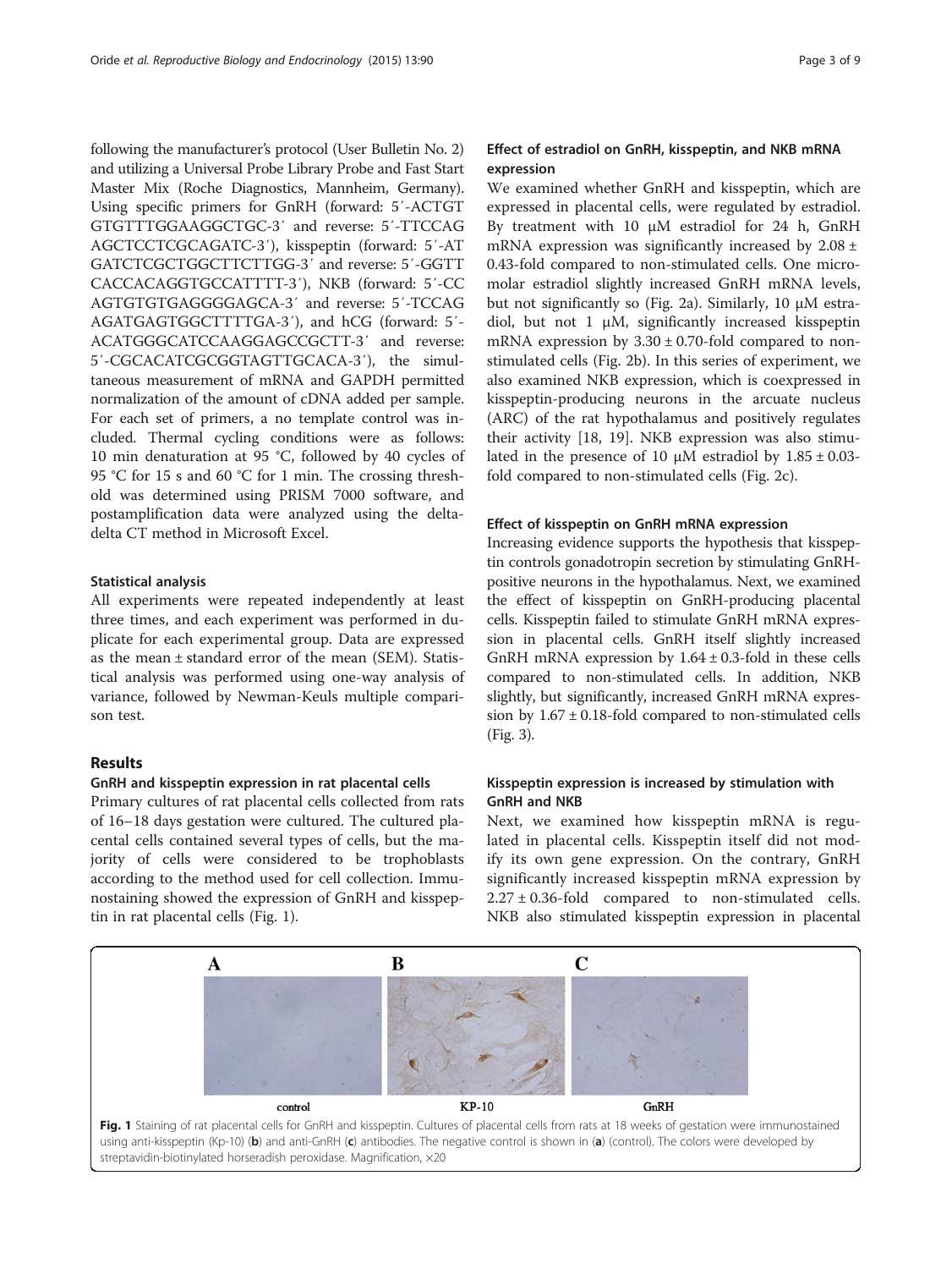following the manufacturer's protocol (User Bulletin No. 2) and utilizing a Universal Probe Library Probe and Fast Start Master Mix (Roche Diagnostics, Mannheim, Germany). Using specific primers for GnRH (forward: 5′-ACTGTGTGTTTGGAAGGCTGC-3′ and reverse: 5′-TTCCAGAGCTCCTCGCAGATC-3′), kisspeptin (forward: 5′-ATGATCTCGCTGGCTTCTTGG-3′ and reverse: 5′-GGTTCACCACAGGTGCCATTTT-3′), NKB (forward: 5′-CCAGTGTGTGAGGGGAGCA-3′ and reverse: 5′-TCCAGAGATGAGTGGCTTTTGA-3′), and hCG (forward: 5′-ACATGGGCATCCAAGGAGCCGCTT-3′ and reverse: 5′-CGCACATCGCGGTAGTTGCACA-3′), the simultaneous measurement of mRNA and GAPDH permitted normalization of the amount of cDNA added per sample. For each set of primers, a no template control was included. Thermal cycling conditions were as follows: 10 min denaturation at 95 °C, followed by 40 cycles of 95 °C for 15 s and 60 °C for 1 min. The crossing threshold was determined using PRISM 7000 software, and postamplification data were analyzed using the delta-delta CT method in Microsoft Excel.

### Statistical analysis

All experiments were repeated independently at least three times, and each experiment was performed in duplicate for each experimental group. Data are expressed as the mean ± standard error of the mean (SEM). Statistical analysis was performed using one-way analysis of variance, followed by Newman-Keuls multiple comparison test.

## Results

### GnRH and kisspeptin expression in rat placental cells

Primary cultures of rat placental cells collected from rats of 16–18 days gestation were cultured. The cultured placental cells contained several types of cells, but the majority of cells were considered to be trophoblasts according to the method used for cell collection. Immunostaining showed the expression of GnRH and kisspeptin in rat placental cells (Fig. 1).

### Effect of estradiol on GnRH, kisspeptin, and NKB mRNA expression

We examined whether GnRH and kisspeptin, which are expressed in placental cells, were regulated by estradiol. By treatment with 10 μM estradiol for 24 h, GnRH mRNA expression was significantly increased by 2.08 ± 0.43-fold compared to non-stimulated cells. One micromolar estradiol slightly increased GnRH mRNA levels, but not significantly so (Fig. 2a). Similarly, 10 μM estradiol, but not 1 μM, significantly increased kisspeptin mRNA expression by 3.30 ± 0.70-fold compared to non-stimulated cells (Fig. 2b). In this series of experiment, we also examined NKB expression, which is coexpressed in kisspeptin-producing neurons in the arcuate nucleus (ARC) of the rat hypothalamus and positively regulates their activity [18, 19]. NKB expression was also stimulated in the presence of 10 μM estradiol by 1.85 ± 0.03-fold compared to non-stimulated cells (Fig. 2c).

### Effect of kisspeptin on GnRH mRNA expression

Increasing evidence supports the hypothesis that kisspeptin controls gonadotropin secretion by stimulating GnRH-positive neurons in the hypothalamus. Next, we examined the effect of kisspeptin on GnRH-producing placental cells. Kisspeptin failed to stimulate GnRH mRNA expression in placental cells. GnRH itself slightly increased GnRH mRNA expression by 1.64 ± 0.3-fold in these cells compared to non-stimulated cells. In addition, NKB slightly, but significantly, increased GnRH mRNA expression by 1.67 ± 0.18-fold compared to non-stimulated cells (Fig. 3).

### Kisspeptin expression is increased by stimulation with GnRH and NKB

Next, we examined how kisspeptin mRNA is regulated in placental cells. Kisspeptin itself did not modify its own gene expression. On the contrary, GnRH significantly increased kisspeptin mRNA expression by 2.27 ± 0.36-fold compared to non-stimulated cells. NKB also stimulated kisspeptin expression in placental

**Fig. 1** Staining of rat placental cells for GnRH and kisspeptin. Cultures of placental cells from rats at 18 weeks of gestation were immunostained using anti-kisspeptin (Kp-10) (**b**) and anti-GnRH (**c**) antibodies. The negative control is shown in (**a**) (control). The colors were developed by streptavidin-biotinylated horseradish peroxidase. Magnification, ×20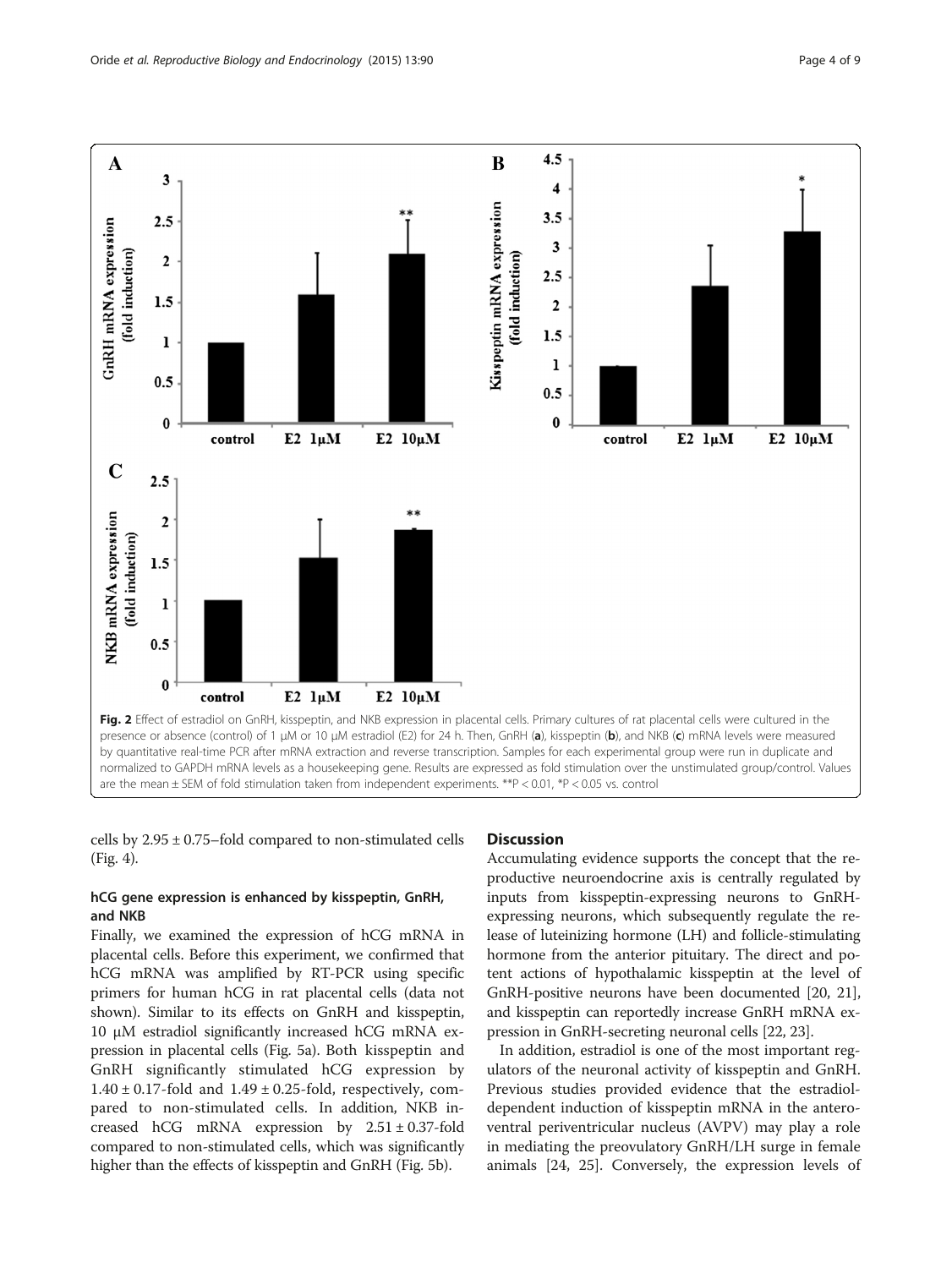**Fig. 2** Effect of estradiol on GnRH, kisspeptin, and NKB expression in placental cells. Primary cultures of rat placental cells were cultured in the presence or absence (control) of 1 μM or 10 μM estradiol (E2) for 24 h. Then, GnRH (**a**), kisspeptin (**b**), and NKB (**c**) mRNA levels were measured by quantitative real-time PCR after mRNA extraction and reverse transcription. Samples for each experimental group were run in duplicate and normalized to GAPDH mRNA levels as a housekeeping gene. Results are expressed as fold stimulation over the unstimulated group/control. Values are the mean ± SEM of fold stimulation taken from independent experiments. **P < 0.01, *P < 0.05 vs. control

cells by 2.95 ± 0.75–fold compared to non-stimulated cells (Fig. 4).

### hCG gene expression is enhanced by kisspeptin, GnRH, and NKB

Finally, we examined the expression of hCG mRNA in placental cells. Before this experiment, we confirmed that hCG mRNA was amplified by RT-PCR using specific primers for human hCG in rat placental cells (data not shown). Similar to its effects on GnRH and kisspeptin, 10 μM estradiol significantly increased hCG mRNA expression in placental cells (Fig. 5a). Both kisspeptin and GnRH significantly stimulated hCG expression by 1.40 ± 0.17-fold and 1.49 ± 0.25-fold, respectively, compared to non-stimulated cells. In addition, NKB increased hCG mRNA expression by 2.51 ± 0.37-fold compared to non-stimulated cells, which was significantly higher than the effects of kisspeptin and GnRH (Fig. 5b).

## Discussion

Accumulating evidence supports the concept that the reproductive neuroendocrine axis is centrally regulated by inputs from kisspeptin-expressing neurons to GnRH-expressing neurons, which subsequently regulate the release of luteinizing hormone (LH) and follicle-stimulating hormone from the anterior pituitary. The direct and potent actions of hypothalamic kisspeptin at the level of GnRH-positive neurons have been documented [20, 21], and kisspeptin can reportedly increase GnRH mRNA expression in GnRH-secreting neuronal cells [22, 23].

In addition, estradiol is one of the most important regulators of the neuronal activity of kisspeptin and GnRH. Previous studies provided evidence that the estradiol-dependent induction of kisspeptin mRNA in the anteroventral periventricular nucleus (AVPV) may play a role in mediating the preovulatory GnRH/LH surge in female animals [24, 25]. Conversely, the expression levels of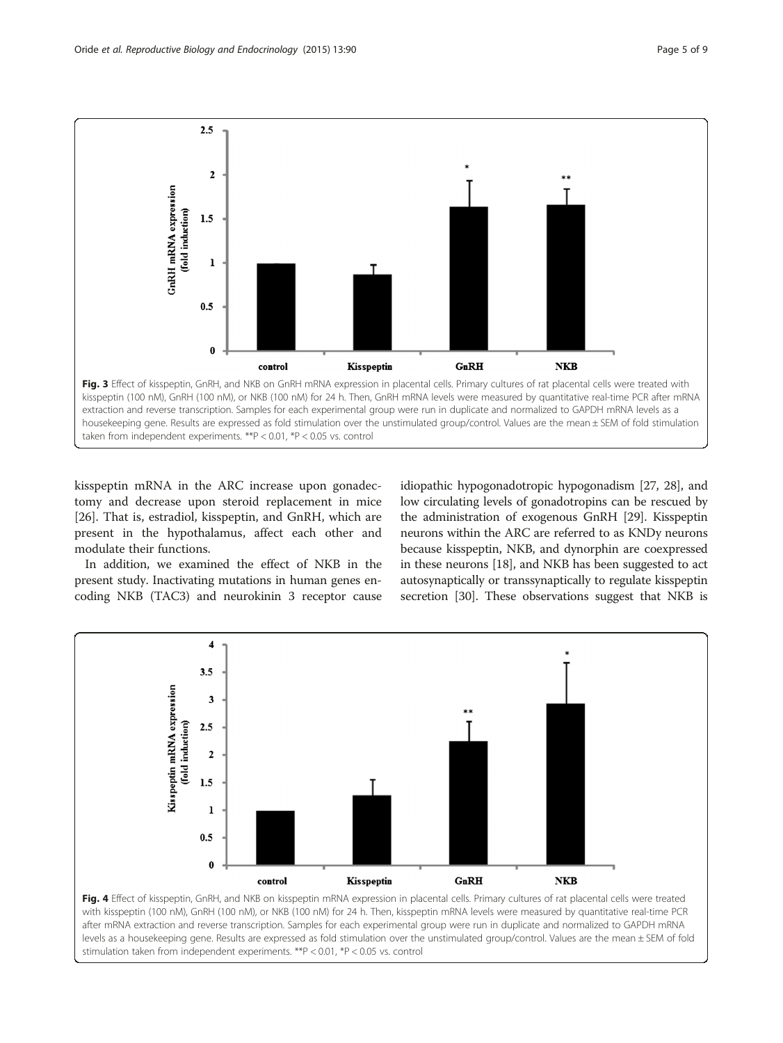**Fig. 3** Effect of kisspeptin, GnRH, and NKB on GnRH mRNA expression in placental cells. Primary cultures of rat placental cells were treated with kisspeptin (100 nM), GnRH (100 nM), or NKB (100 nM) for 24 h. Then, GnRH mRNA levels were measured by quantitative real-time PCR after mRNA extraction and reverse transcription. Samples for each experimental group were run in duplicate and normalized to GAPDH mRNA levels as a housekeeping gene. Results are expressed as fold stimulation over the unstimulated group/control. Values are the mean ± SEM of fold stimulation taken from independent experiments. **P < 0.01, *P < 0.05 vs. control

kisspeptin mRNA in the ARC increase upon gonadectomy and decrease upon steroid replacement in mice [26]. That is, estradiol, kisspeptin, and GnRH, which are present in the hypothalamus, affect each other and modulate their functions.

In addition, we examined the effect of NKB in the present study. Inactivating mutations in human genes encoding NKB (TAC3) and neurokinin 3 receptor cause idiopathic hypogonadotropic hypogonadism [27, 28], and low circulating levels of gonadotropins can be rescued by the administration of exogenous GnRH [29]. Kisspeptin neurons within the ARC are referred to as KNDy neurons because kisspeptin, NKB, and dynorphin are coexpressed in these neurons [18], and NKB has been suggested to act autosynaptically or transsynaptically to regulate kisspeptin secretion [30]. These observations suggest that NKB is

**Fig. 4** Effect of kisspeptin, GnRH, and NKB on kisspeptin mRNA expression in placental cells. Primary cultures of rat placental cells were treated with kisspeptin (100 nM), GnRH (100 nM), or NKB (100 nM) for 24 h. Then, kisspeptin mRNA levels were measured by quantitative real-time PCR after mRNA extraction and reverse transcription. Samples for each experimental group were run in duplicate and normalized to GAPDH mRNA levels as a housekeeping gene. Results are expressed as fold stimulation over the unstimulated group/control. Values are the mean ± SEM of fold stimulation taken from independent experiments. **P < 0.01, *P < 0.05 vs. control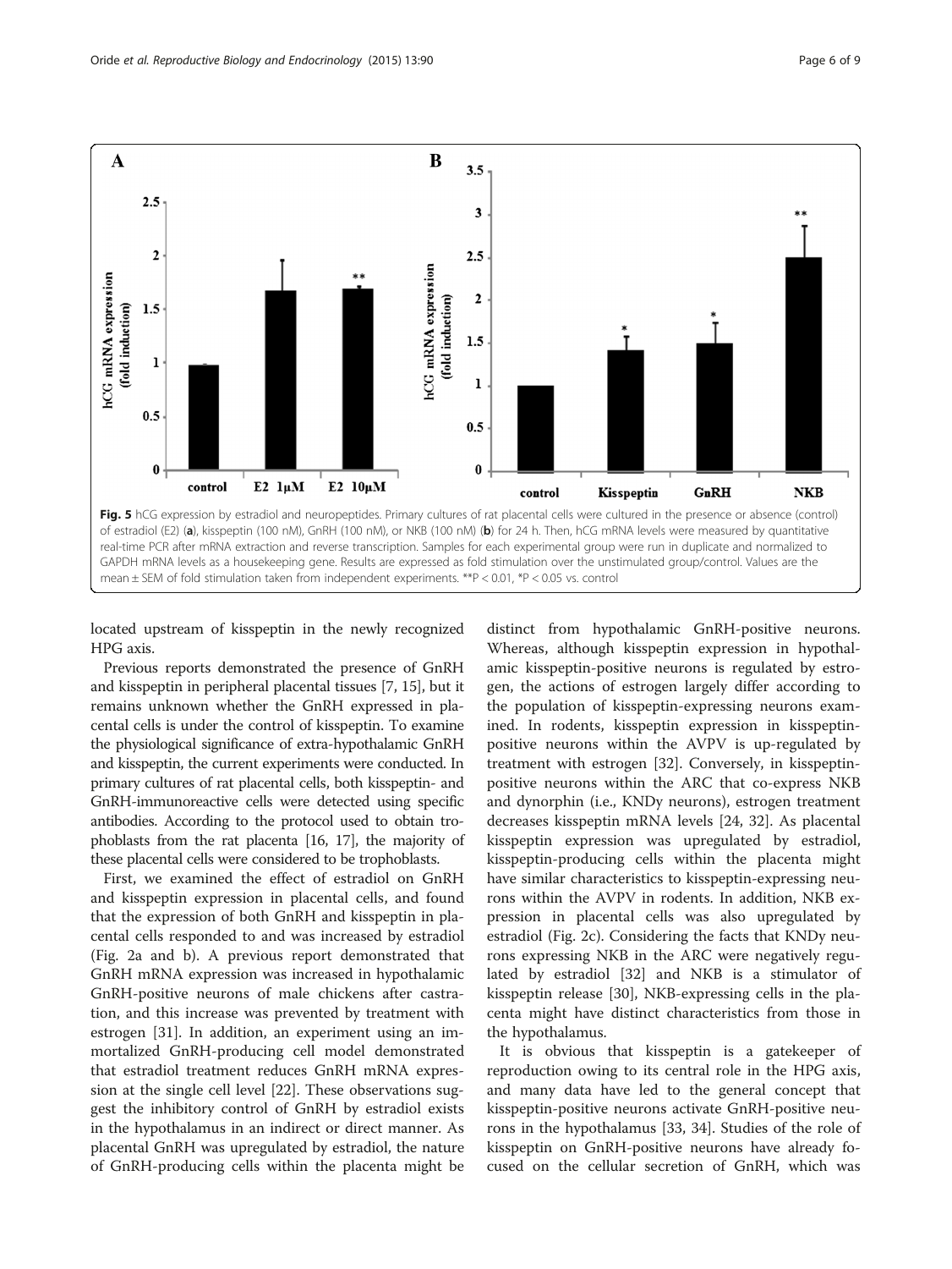**Fig. 5** hCG expression by estradiol and neuropeptides. Primary cultures of rat placental cells were cultured in the presence or absence (control) of estradiol (E2) (**a**), kisspeptin (100 nM), GnRH (100 nM), or NKB (100 nM) (**b**) for 24 h. Then, hCG mRNA levels were measured by quantitative real-time PCR after mRNA extraction and reverse transcription. Samples for each experimental group were run in duplicate and normalized to GAPDH mRNA levels as a housekeeping gene. Results are expressed as fold stimulation over the unstimulated group/control. Values are the mean ± SEM of fold stimulation taken from independent experiments. **P < 0.01, *P < 0.05 vs. control

located upstream of kisspeptin in the newly recognized HPG axis.

Previous reports demonstrated the presence of GnRH and kisspeptin in peripheral placental tissues [7, 15], but it remains unknown whether the GnRH expressed in placental cells is under the control of kisspeptin. To examine the physiological significance of extra-hypothalamic GnRH and kisspeptin, the current experiments were conducted. In primary cultures of rat placental cells, both kisspeptin- and GnRH-immunoreactive cells were detected using specific antibodies. According to the protocol used to obtain trophoblasts from the rat placenta [16, 17], the majority of these placental cells were considered to be trophoblasts.

First, we examined the effect of estradiol on GnRH and kisspeptin expression in placental cells, and found that the expression of both GnRH and kisspeptin in placental cells responded to and was increased by estradiol (Fig. 2a and b). A previous report demonstrated that GnRH mRNA expression was increased in hypothalamic GnRH-positive neurons of male chickens after castration, and this increase was prevented by treatment with estrogen [31]. In addition, an experiment using an immortalized GnRH-producing cell model demonstrated that estradiol treatment reduces GnRH mRNA expression at the single cell level [22]. These observations suggest the inhibitory control of GnRH by estradiol exists in the hypothalamus in an indirect or direct manner. As placental GnRH was upregulated by estradiol, the nature of GnRH-producing cells within the placenta might be distinct from hypothalamic GnRH-positive neurons. Whereas, although kisspeptin expression in hypothalamic kisspeptin-positive neurons is regulated by estrogen, the actions of estrogen largely differ according to the population of kisspeptin-expressing neurons examined. In rodents, kisspeptin expression in kisspeptin-positive neurons within the AVPV is up-regulated by treatment with estrogen [32]. Conversely, in kisspeptin-positive neurons within the ARC that co-express NKB and dynorphin (i.e., KNDy neurons), estrogen treatment decreases kisspeptin mRNA levels [24, 32]. As placental kisspeptin expression was upregulated by estradiol, kisspeptin-producing cells within the placenta might have similar characteristics to kisspeptin-expressing neurons within the AVPV in rodents. In addition, NKB expression in placental cells was also upregulated by estradiol (Fig. 2c). Considering the facts that KNDy neurons expressing NKB in the ARC were negatively regulated by estradiol [32] and NKB is a stimulator of kisspeptin release [30], NKB-expressing cells in the placenta might have distinct characteristics from those in the hypothalamus.

It is obvious that kisspeptin is a gatekeeper of reproduction owing to its central role in the HPG axis, and many data have led to the general concept that kisspeptin-positive neurons activate GnRH-positive neurons in the hypothalamus [33, 34]. Studies of the role of kisspeptin on GnRH-positive neurons have already focused on the cellular secretion of GnRH, which was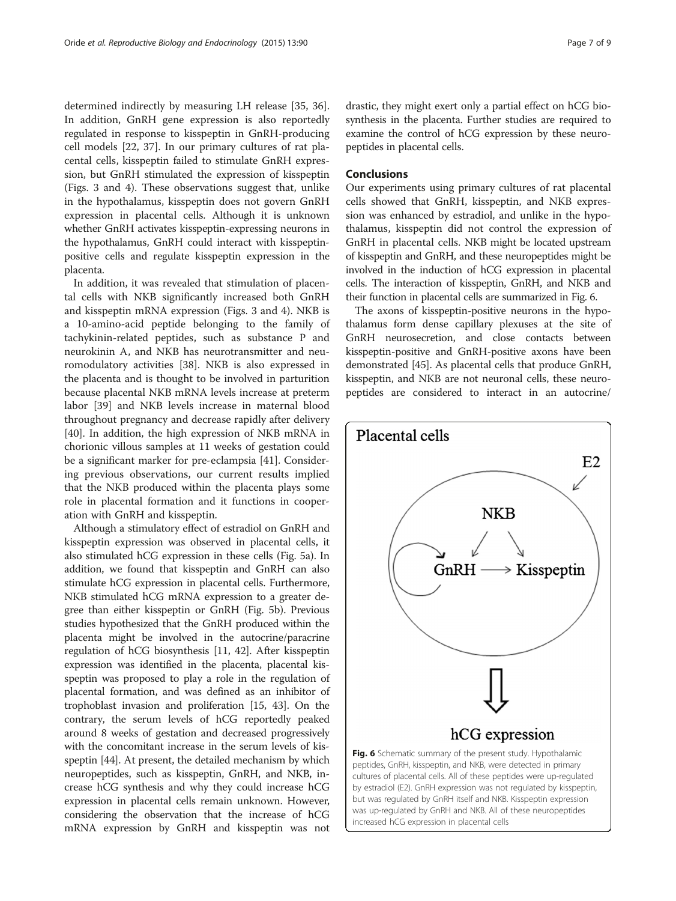determined indirectly by measuring LH release [35, 36]. In addition, GnRH gene expression is also reportedly regulated in response to kisspeptin in GnRH-producing cell models [22, 37]. In our primary cultures of rat placental cells, kisspeptin failed to stimulate GnRH expression, but GnRH stimulated the expression of kisspeptin (Figs. 3 and 4). These observations suggest that, unlike in the hypothalamus, kisspeptin does not govern GnRH expression in placental cells. Although it is unknown whether GnRH activates kisspeptin-expressing neurons in the hypothalamus, GnRH could interact with kisspeptin-positive cells and regulate kisspeptin expression in the placenta.

In addition, it was revealed that stimulation of placental cells with NKB significantly increased both GnRH and kisspeptin mRNA expression (Figs. 3 and 4). NKB is a 10-amino-acid peptide belonging to the family of tachykinin-related peptides, such as substance P and neurokinin A, and NKB has neurotransmitter and neuromodulatory activities [38]. NKB is also expressed in the placenta and is thought to be involved in parturition because placental NKB mRNA levels increase at preterm labor [39] and NKB levels increase in maternal blood throughout pregnancy and decrease rapidly after delivery [40]. In addition, the high expression of NKB mRNA in chorionic villous samples at 11 weeks of gestation could be a significant marker for pre-eclampsia [41]. Considering previous observations, our current results implied that the NKB produced within the placenta plays some role in placental formation and it functions in cooperation with GnRH and kisspeptin.

Although a stimulatory effect of estradiol on GnRH and kisspeptin expression was observed in placental cells, it also stimulated hCG expression in these cells (Fig. 5a). In addition, we found that kisspeptin and GnRH can also stimulate hCG expression in placental cells. Furthermore, NKB stimulated hCG mRNA expression to a greater degree than either kisspeptin or GnRH (Fig. 5b). Previous studies hypothesized that the GnRH produced within the placenta might be involved in the autocrine/paracrine regulation of hCG biosynthesis [11, 42]. After kisspeptin expression was identified in the placenta, placental kisspeptin was proposed to play a role in the regulation of placental formation, and was defined as an inhibitor of trophoblast invasion and proliferation [15, 43]. On the contrary, the serum levels of hCG reportedly peaked around 8 weeks of gestation and decreased progressively with the concomitant increase in the serum levels of kisspeptin [44]. At present, the detailed mechanism by which neuropeptides, such as kisspeptin, GnRH, and NKB, increase hCG synthesis and why they could increase hCG expression in placental cells remain unknown. However, considering the observation that the increase of hCG mRNA expression by GnRH and kisspeptin was not drastic, they might exert only a partial effect on hCG biosynthesis in the placenta. Further studies are required to examine the control of hCG expression by these neuropeptides in placental cells.

## Conclusions

Our experiments using primary cultures of rat placental cells showed that GnRH, kisspeptin, and NKB expression was enhanced by estradiol, and unlike in the hypothalamus, kisspeptin did not control the expression of GnRH in placental cells. NKB might be located upstream of kisspeptin and GnRH, and these neuropeptides might be involved in the induction of hCG expression in placental cells. The interaction of kisspeptin, GnRH, and NKB and their function in placental cells are summarized in Fig. 6.

The axons of kisspeptin-positive neurons in the hypothalamus form dense capillary plexuses at the site of GnRH neurosecretion, and close contacts between kisspeptin-positive and GnRH-positive axons have been demonstrated [45]. As placental cells that produce GnRH, kisspeptin, and NKB are not neuronal cells, these neuropeptides are considered to interact in an autocrine/

**Fig. 6** Schematic summary of the present study. Hypothalamic peptides, GnRH, kisspeptin, and NKB, were detected in primary cultures of placental cells. All of these peptides were up-regulated by estradiol (E2). GnRH expression was not regulated by kisspeptin, but was regulated by GnRH itself and NKB. Kisspeptin expression was up-regulated by GnRH and NKB. All of these neuropeptides increased hCG expression in placental cells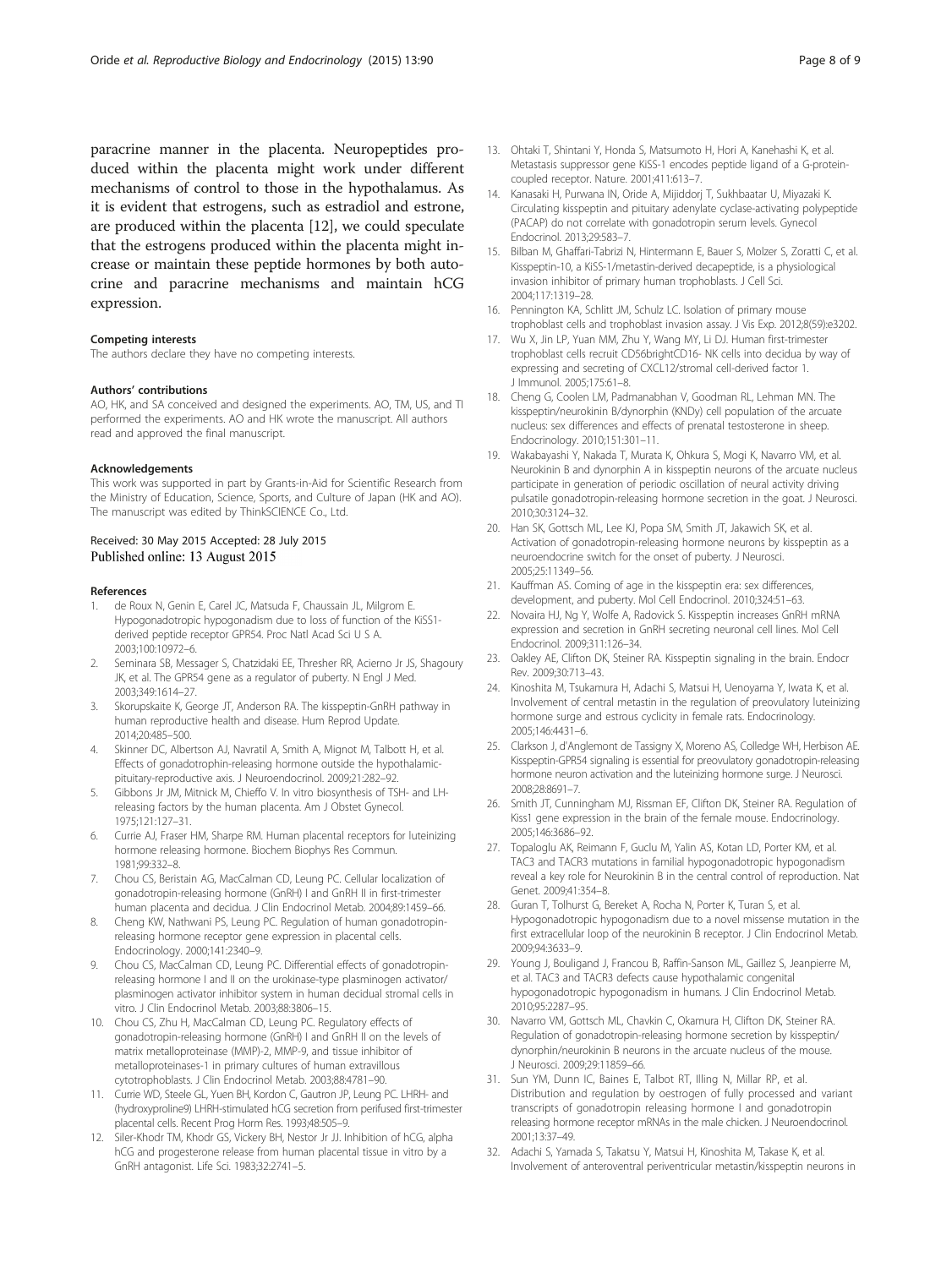paracrine manner in the placenta. Neuropeptides produced within the placenta might work under different mechanisms of control to those in the hypothalamus. As it is evident that estrogens, such as estradiol and estrone, are produced within the placenta [12], we could speculate that the estrogens produced within the placenta might increase or maintain these peptide hormones by both autocrine and paracrine mechanisms and maintain hCG expression.

#### Competing interests
The authors declare they have no competing interests.

#### Authors' contributions
AO, HK, and SA conceived and designed the experiments. AO, TM, US, and TI performed the experiments. AO and HK wrote the manuscript. All authors read and approved the final manuscript.

#### Acknowledgements
This work was supported in part by Grants-in-Aid for Scientific Research from the Ministry of Education, Science, Sports, and Culture of Japan (HK and AO). The manuscript was edited by ThinkSCIENCE Co., Ltd.

Received: 30 May 2015 Accepted: 28 July 2015
Published online: 13 August 2015

#### References

1. de Roux N, Genin E, Carel JC, Matsuda F, Chaussain JL, Milgrom E. Hypogonadotropic hypogonadism due to loss of function of the KiSS1-derived peptide receptor GPR54. Proc Natl Acad Sci U S A. 2003;100:10972–6.
2. Seminara SB, Messager S, Chatzidaki EE, Thresher RR, Acierno Jr JS, Shagoury JK, et al. The GPR54 gene as a regulator of puberty. N Engl J Med. 2003;349:1614–27.
3. Skorupskaite K, George JT, Anderson RA. The kisspeptin-GnRH pathway in human reproductive health and disease. Hum Reprod Update. 2014;20:485–500.
4. Skinner DC, Albertson AJ, Navratil A, Smith A, Mignot M, Talbott H, et al. Effects of gonadotrophin-releasing hormone outside the hypothalamic-pituitary-reproductive axis. J Neuroendocrinol. 2009;21:282–92.
5. Gibbons Jr JM, Mitnick M, Chieffo V. In vitro biosynthesis of TSH- and LH-releasing factors by the human placenta. Am J Obstet Gynecol. 1975;121:127–31.
6. Currie AJ, Fraser HM, Sharpe RM. Human placental receptors for luteinizing hormone releasing hormone. Biochem Biophys Res Commun. 1981;99:332–8.
7. Chou CS, Beristain AG, MacCalman CD, Leung PC. Cellular localization of gonadotropin-releasing hormone (GnRH) I and GnRH II in first-trimester human placenta and decidua. J Clin Endocrinol Metab. 2004;89:1459–66.
8. Cheng KW, Nathwani PS, Leung PC. Regulation of human gonadotropin-releasing hormone receptor gene expression in placental cells. Endocrinology. 2000;141:2340–9.
9. Chou CS, MacCalman CD, Leung PC. Differential effects of gonadotropin-releasing hormone I and II on the urokinase-type plasminogen activator/plasminogen activator inhibitor system in human decidual stromal cells in vitro. J Clin Endocrinol Metab. 2003;88:3806–15.
10. Chou CS, Zhu H, MacCalman CD, Leung PC. Regulatory effects of gonadotropin-releasing hormone (GnRH) I and GnRH II on the levels of matrix metalloproteinase (MMP)-2, MMP-9, and tissue inhibitor of metalloproteinases-1 in primary cultures of human extravillous cytotrophoblasts. J Clin Endocrinol Metab. 2003;88:4781–90.
11. Currie WD, Steele GL, Yuen BH, Kordon C, Gautron JP, Leung PC. LHRH- and (hydroxyproline9) LHRH-stimulated hCG secretion from perifused first-trimester placental cells. Recent Prog Horm Res. 1993;48:505–9.
12. Siler-Khodr TM, Khodr GS, Vickery BH, Nestor Jr JJ. Inhibition of hCG, alpha hCG and progesterone release from human placental tissue in vitro by a GnRH antagonist. Life Sci. 1983;32:2741–5.
13. Ohtaki T, Shintani Y, Honda S, Matsumoto H, Hori A, Kanehashi K, et al. Metastasis suppressor gene KiSS-1 encodes peptide ligand of a G-protein-coupled receptor. Nature. 2001;411:613–7.
14. Kanasaki H, Purwana IN, Oride A, Mijiddorj T, Sukhbaatar U, Miyazaki K. Circulating kisspeptin and pituitary adenylate cyclase-activating polypeptide (PACAP) do not correlate with gonadotropin serum levels. Gynecol Endocrinol. 2013;29:583–7.
15. Bilban M, Ghaffari-Tabrizi N, Hintermann E, Bauer S, Molzer S, Zoratti C, et al. Kisspeptin-10, a KiSS-1/metastin-derived decapeptide, is a physiological invasion inhibitor of primary human trophoblasts. J Cell Sci. 2004;117:1319–28.
16. Pennington KA, Schlitt JM, Schulz LC. Isolation of primary mouse trophoblast cells and trophoblast invasion assay. J Vis Exp. 2012;8(59):e3202.
17. Wu X, Jin LP, Yuan MM, Zhu Y, Wang MY, Li DJ. Human first-trimester trophoblast cells recruit CD56brightCD16- NK cells into decidua by way of expressing and secreting of CXCL12/stromal cell-derived factor 1. J Immunol. 2005;175:61–8.
18. Cheng G, Coolen LM, Padmanabhan V, Goodman RL, Lehman MN. The kisspeptin/neurokinin B/dynorphin (KNDy) cell population of the arcuate nucleus: sex differences and effects of prenatal testosterone in sheep. Endocrinology. 2010;151:301–11.
19. Wakabayashi Y, Nakada T, Murata K, Ohkura S, Mogi K, Navarro VM, et al. Neurokinin B and dynorphin A in kisspeptin neurons of the arcuate nucleus participate in generation of periodic oscillation of neural activity driving pulsatile gonadotropin-releasing hormone secretion in the goat. J Neurosci. 2010;30:3124–32.
20. Han SK, Gottsch ML, Lee KJ, Popa SM, Smith JT, Jakawich SK, et al. Activation of gonadotropin-releasing hormone neurons by kisspeptin as a neuroendocrine switch for the onset of puberty. J Neurosci. 2005;25:11349–56.
21. Kauffman AS. Coming of age in the kisspeptin era: sex differences, development, and puberty. Mol Cell Endocrinol. 2010;324:51–63.
22. Novaira HJ, Ng Y, Wolfe A, Radovick S. Kisspeptin increases GnRH mRNA expression and secretion in GnRH secreting neuronal cell lines. Mol Cell Endocrinol. 2009;311:126–34.
23. Oakley AE, Clifton DK, Steiner RA. Kisspeptin signaling in the brain. Endocr Rev. 2009;30:713–43.
24. Kinoshita M, Tsukamura H, Adachi S, Matsui H, Uenoyama Y, Iwata K, et al. Involvement of central metastin in the regulation of preovulatory luteinizing hormone surge and estrous cyclicity in female rats. Endocrinology. 2005;146:4431–6.
25. Clarkson J, d'Anglemont de Tassigny X, Moreno AS, Colledge WH, Herbison AE. Kisspeptin-GPR54 signaling is essential for preovulatory gonadotropin-releasing hormone neuron activation and the luteinizing hormone surge. J Neurosci. 2008;28:8691–7.
26. Smith JT, Cunningham MJ, Rissman EF, Clifton DK, Steiner RA. Regulation of Kiss1 gene expression in the brain of the female mouse. Endocrinology. 2005;146:3686–92.
27. Topaloglu AK, Reimann F, Guclu M, Yalin AS, Kotan LD, Porter KM, et al. TAC3 and TACR3 mutations in familial hypogonadotropic hypogonadism reveal a key role for Neurokinin B in the central control of reproduction. Nat Genet. 2009;41:354–8.
28. Guran T, Tolhurst G, Bereket A, Rocha N, Porter K, Turan S, et al. Hypogonadotropic hypogonadism due to a novel missense mutation in the first extracellular loop of the neurokinin B receptor. J Clin Endocrinol Metab. 2009;94:3633–9.
29. Young J, Bouligand J, Francou B, Raffin-Sanson ML, Gaillez S, Jeanpierre M, et al. TAC3 and TACR3 defects cause hypothalamic congenital hypogonadotropic hypogonadism in humans. J Clin Endocrinol Metab. 2010;95:2287–95.
30. Navarro VM, Gottsch ML, Chavkin C, Okamura H, Clifton DK, Steiner RA. Regulation of gonadotropin-releasing hormone secretion by kisspeptin/dynorphin/neurokinin B neurons in the arcuate nucleus of the mouse. J Neurosci. 2009;29:11859–66.
31. Sun YM, Dunn IC, Baines E, Talbot RT, Illing N, Millar RP, et al. Distribution and regulation by oestrogen of fully processed and variant transcripts of gonadotropin releasing hormone I and gonadotropin releasing hormone receptor mRNAs in the male chicken. J Neuroendocrinol. 2001;13:37–49.
32. Adachi S, Yamada S, Takatsu Y, Matsui H, Kinoshita M, Takase K, et al. Involvement of anteroventral periventricular metastin/kisspeptin neurons in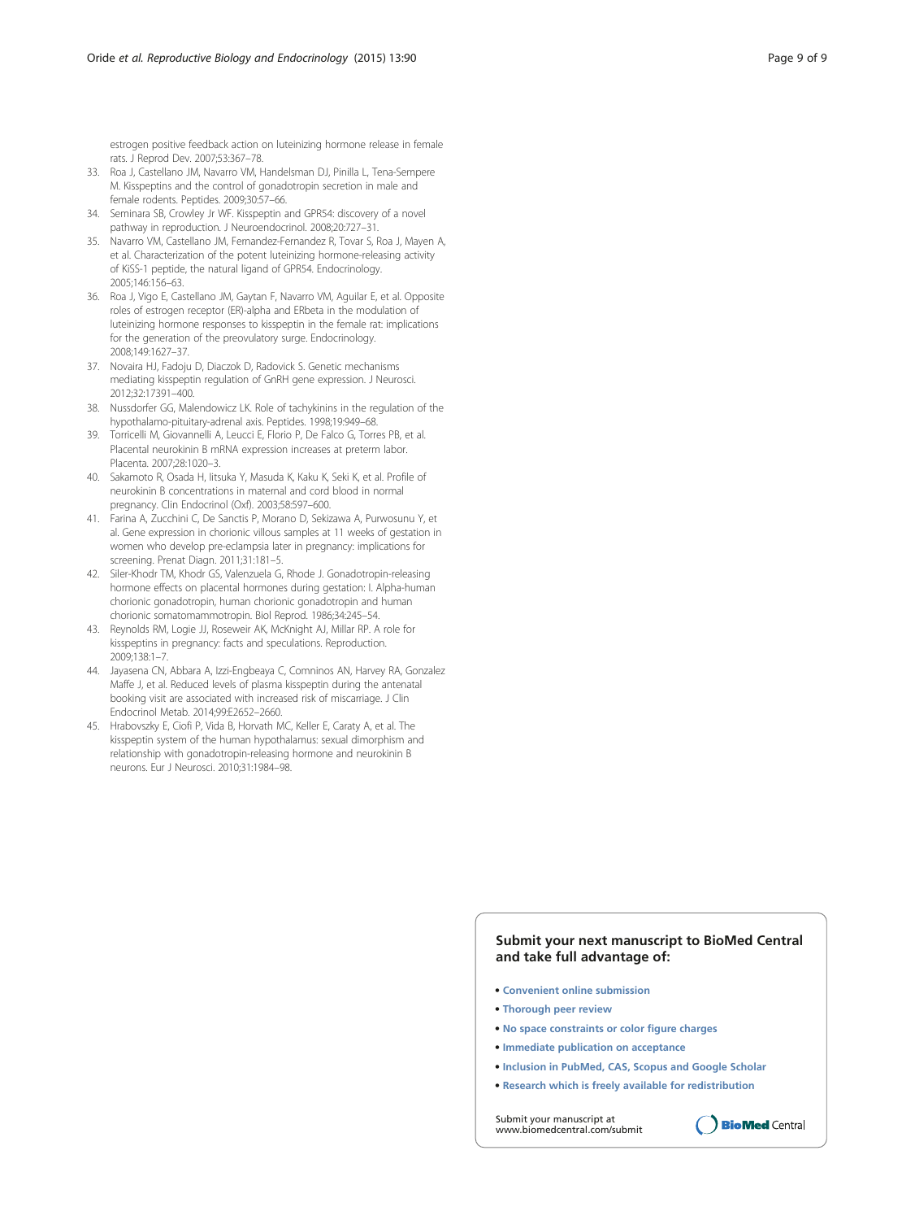estrogen positive feedback action on luteinizing hormone release in female rats. J Reprod Dev. 2007;53:367–78.

33. Roa J, Castellano JM, Navarro VM, Handelsman DJ, Pinilla L, Tena-Sempere M. Kisspeptins and the control of gonadotropin secretion in male and female rodents. Peptides. 2009;30:57–66.
34. Seminara SB, Crowley Jr WF. Kisspeptin and GPR54: discovery of a novel pathway in reproduction. J Neuroendocrinol. 2008;20:727–31.
35. Navarro VM, Castellano JM, Fernandez-Fernandez R, Tovar S, Roa J, Mayen A, et al. Characterization of the potent luteinizing hormone-releasing activity of KiSS-1 peptide, the natural ligand of GPR54. Endocrinology. 2005;146:156–63.
36. Roa J, Vigo E, Castellano JM, Gaytan F, Navarro VM, Aguilar E, et al. Opposite roles of estrogen receptor (ER)-alpha and ERbeta in the modulation of luteinizing hormone responses to kisspeptin in the female rat: implications for the generation of the preovulatory surge. Endocrinology. 2008;149:1627–37.
37. Novaira HJ, Fadoju D, Diaczok D, Radovick S. Genetic mechanisms mediating kisspeptin regulation of GnRH gene expression. J Neurosci. 2012;32:17391–400.
38. Nussdorfer GG, Malendowicz LK. Role of tachykinins in the regulation of the hypothalamo-pituitary-adrenal axis. Peptides. 1998;19:949–68.
39. Torricelli M, Giovannelli A, Leucci E, Florio P, De Falco G, Torres PB, et al. Placental neurokinin B mRNA expression increases at preterm labor. Placenta. 2007;28:1020–3.
40. Sakamoto R, Osada H, Iitsuka Y, Masuda K, Kaku K, Seki K, et al. Profile of neurokinin B concentrations in maternal and cord blood in normal pregnancy. Clin Endocrinol (Oxf). 2003;58:597–600.
41. Farina A, Zucchini C, De Sanctis P, Morano D, Sekizawa A, Purwosunu Y, et al. Gene expression in chorionic villous samples at 11 weeks of gestation in women who develop pre-eclampsia later in pregnancy: implications for screening. Prenat Diagn. 2011;31:181–5.
42. Siler-Khodr TM, Khodr GS, Valenzuela G, Rhode J. Gonadotropin-releasing hormone effects on placental hormones during gestation: I. Alpha-human chorionic gonadotropin, human chorionic gonadotropin and human chorionic somatomammotropin. Biol Reprod. 1986;34:245–54.
43. Reynolds RM, Logie JJ, Roseweir AK, McKnight AJ, Millar RP. A role for kisspeptins in pregnancy: facts and speculations. Reproduction. 2009;138:1–7.
44. Jayasena CN, Abbara A, Izzi-Engbeaya C, Comninos AN, Harvey RA, Gonzalez Maffe J, et al. Reduced levels of plasma kisspeptin during the antenatal booking visit are associated with increased risk of miscarriage. J Clin Endocrinol Metab. 2014;99:E2652–2660.
45. Hrabovszky E, Ciofi P, Vida B, Horvath MC, Keller E, Caraty A, et al. The kisspeptin system of the human hypothalamus: sexual dimorphism and relationship with gonadotropin-releasing hormone and neurokinin B neurons. Eur J Neurosci. 2010;31:1984–98.

**Submit your next manuscript to BioMed Central and take full advantage of:**

- **Convenient online submission**
- **Thorough peer review**
- **No space constraints or color figure charges**
- **Immediate publication on acceptance**
- **Inclusion in PubMed, CAS, Scopus and Google Scholar**
- **Research which is freely available for redistribution**

Submit your manuscript at
www.biomedcentral.com/submit

BioMed Central